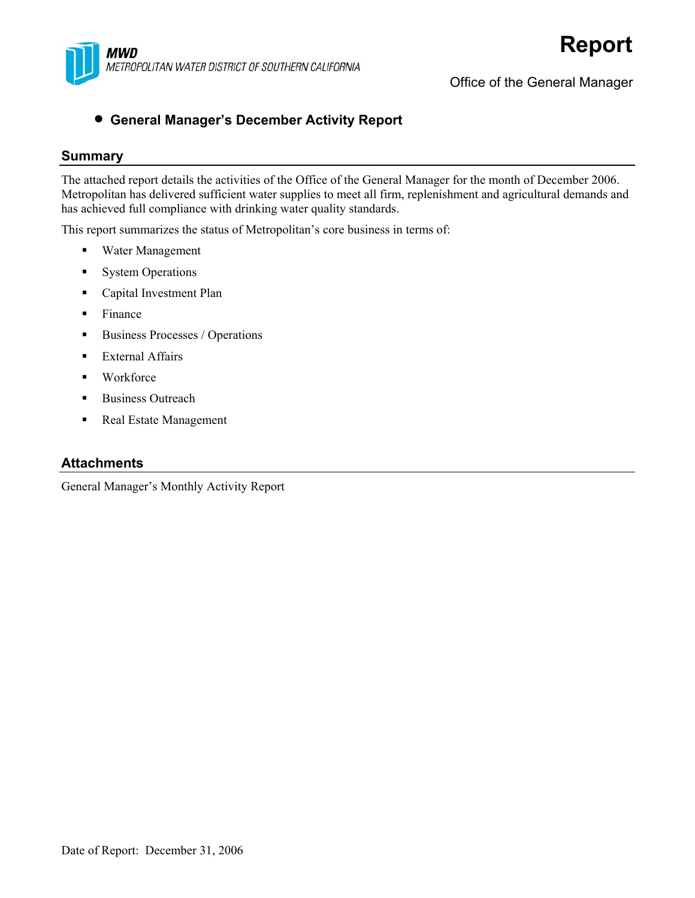**MWD**
*METROPOLITAN WATER DISTRICT OF SOUTHERN CALIFORNIA*

# Report

Office of the General Manager

- **General Manager's December Activity Report**

## Summary

The attached report details the activities of the Office of the General Manager for the month of December 2006. Metropolitan has delivered sufficient water supplies to meet all firm, replenishment and agricultural demands and has achieved full compliance with drinking water quality standards.

This report summarizes the status of Metropolitan's core business in terms of:

- Water Management
- System Operations
- Capital Investment Plan
- Finance
- Business Processes / Operations
- External Affairs
- Workforce
- Business Outreach
- Real Estate Management

## Attachments

General Manager's Monthly Activity Report

Date of Report: December 31, 2006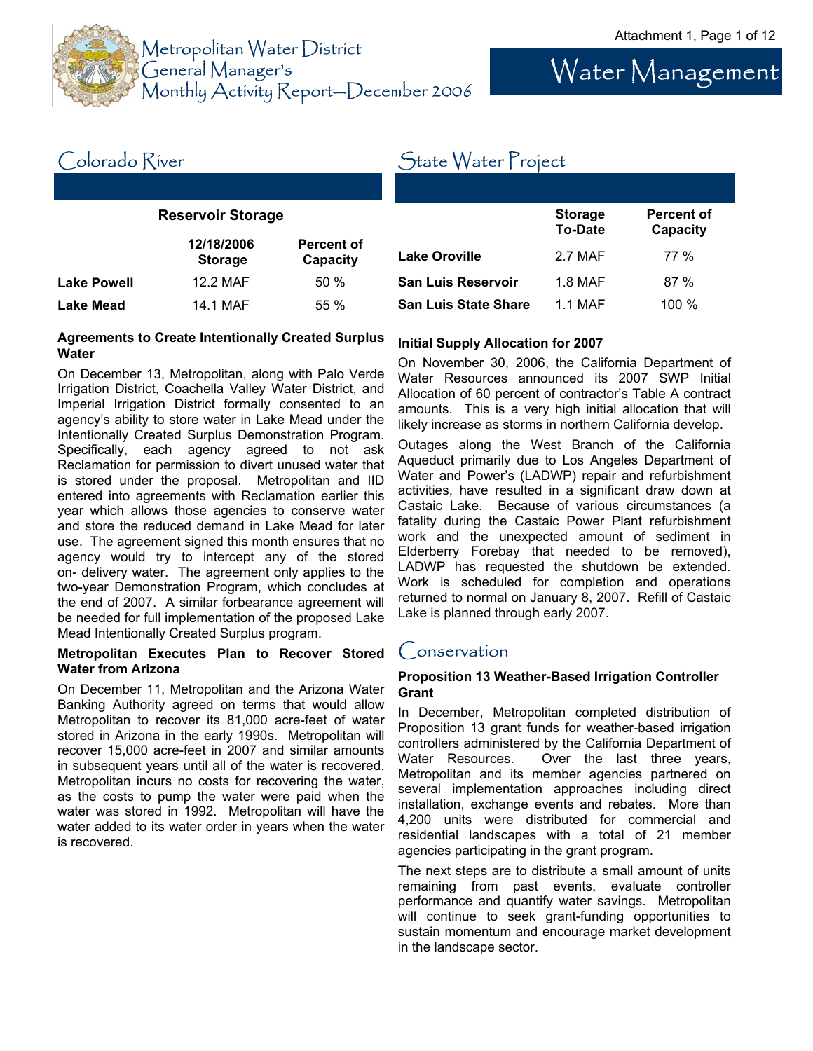# Metropolitan Water District General Manager's Monthly Activity Report—December 2006

# Water Management

## Colorado River

**Reservoir Storage**

| | 12/18/2006 Storage | Percent of Capacity |
|---|---|---|
| **Lake Powell** | 12.2 MAF | 50 % |
| **Lake Mead** | 14.1 MAF | 55 % |

### Agreements to Create Intentionally Created Surplus Water

On December 13, Metropolitan, along with Palo Verde Irrigation District, Coachella Valley Water District, and Imperial Irrigation District formally consented to an agency's ability to store water in Lake Mead under the Intentionally Created Surplus Demonstration Program. Specifically, each agency agreed to not ask Reclamation for permission to divert unused water that is stored under the proposal. Metropolitan and IID entered into agreements with Reclamation earlier this year which allows those agencies to conserve water and store the reduced demand in Lake Mead for later use. The agreement signed this month ensures that no agency would try to intercept any of the stored on- delivery water. The agreement only applies to the two-year Demonstration Program, which concludes at the end of 2007. A similar forbearance agreement will be needed for full implementation of the proposed Lake Mead Intentionally Created Surplus program.

### Metropolitan Executes Plan to Recover Stored Water from Arizona

On December 11, Metropolitan and the Arizona Water Banking Authority agreed on terms that would allow Metropolitan to recover its 81,000 acre-feet of water stored in Arizona in the early 1990s. Metropolitan will recover 15,000 acre-feet in 2007 and similar amounts in subsequent years until all of the water is recovered. Metropolitan incurs no costs for recovering the water, as the costs to pump the water were paid when the water was stored in 1992. Metropolitan will have the water added to its water order in years when the water is recovered.

## State Water Project

| | Storage To-Date | Percent of Capacity |
|---|---|---|
| **Lake Oroville** | 2.7 MAF | 77 % |
| **San Luis Reservoir** | 1.8 MAF | 87 % |
| **San Luis State Share** | 1.1 MAF | 100 % |

### Initial Supply Allocation for 2007

On November 30, 2006, the California Department of Water Resources announced its 2007 SWP Initial Allocation of 60 percent of contractor's Table A contract amounts. This is a very high initial allocation that will likely increase as storms in northern California develop.

Outages along the West Branch of the California Aqueduct primarily due to Los Angeles Department of Water and Power's (LADWP) repair and refurbishment activities, have resulted in a significant draw down at Castaic Lake. Because of various circumstances (a fatality during the Castaic Power Plant refurbishment work and the unexpected amount of sediment in Elderberry Forebay that needed to be removed), LADWP has requested the shutdown be extended. Work is scheduled for completion and operations returned to normal on January 8, 2007. Refill of Castaic Lake is planned through early 2007.

## Conservation

### Proposition 13 Weather-Based Irrigation Controller Grant

In December, Metropolitan completed distribution of Proposition 13 grant funds for weather-based irrigation controllers administered by the California Department of Water Resources. Over the last three years, Metropolitan and its member agencies partnered on several implementation approaches including direct installation, exchange events and rebates. More than 4,200 units were distributed for commercial and residential landscapes with a total of 21 member agencies participating in the grant program.

The next steps are to distribute a small amount of units remaining from past events, evaluate controller performance and quantify water savings. Metropolitan will continue to seek grant-funding opportunities to sustain momentum and encourage market development in the landscape sector.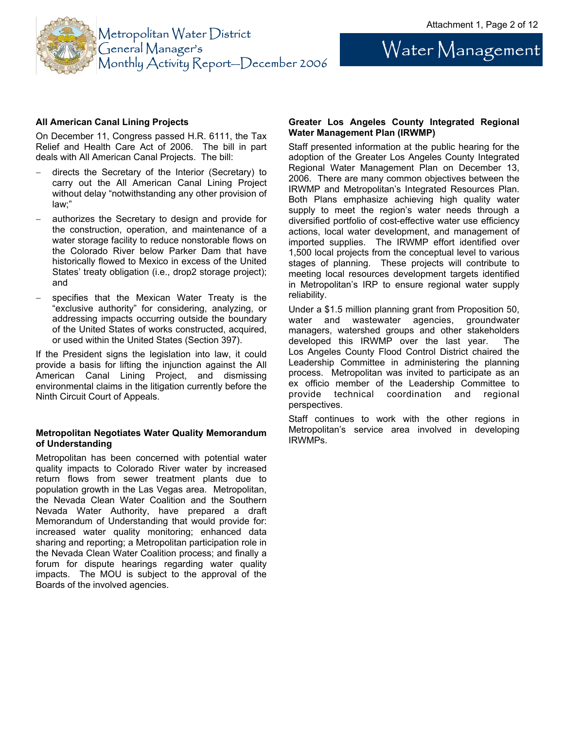## All American Canal Lining Projects

On December 11, Congress passed H.R. 6111, the Tax Relief and Health Care Act of 2006. The bill in part deals with All American Canal Projects. The bill:

- directs the Secretary of the Interior (Secretary) to carry out the All American Canal Lining Project without delay "notwithstanding any other provision of law;"
- authorizes the Secretary to design and provide for the construction, operation, and maintenance of a water storage facility to reduce nonstorable flows on the Colorado River below Parker Dam that have historically flowed to Mexico in excess of the United States' treaty obligation (i.e., drop2 storage project); and
- specifies that the Mexican Water Treaty is the "exclusive authority" for considering, analyzing, or addressing impacts occurring outside the boundary of the United States of works constructed, acquired, or used within the United States (Section 397).

If the President signs the legislation into law, it could provide a basis for lifting the injunction against the All American Canal Lining Project, and dismissing environmental claims in the litigation currently before the Ninth Circuit Court of Appeals.

## Metropolitan Negotiates Water Quality Memorandum of Understanding

Metropolitan has been concerned with potential water quality impacts to Colorado River water by increased return flows from sewer treatment plants due to population growth in the Las Vegas area. Metropolitan, the Nevada Clean Water Coalition and the Southern Nevada Water Authority, have prepared a draft Memorandum of Understanding that would provide for: increased water quality monitoring; enhanced data sharing and reporting; a Metropolitan participation role in the Nevada Clean Water Coalition process; and finally a forum for dispute hearings regarding water quality impacts. The MOU is subject to the approval of the Boards of the involved agencies.

## Greater Los Angeles County Integrated Regional Water Management Plan (IRWMP)

Staff presented information at the public hearing for the adoption of the Greater Los Angeles County Integrated Regional Water Management Plan on December 13, 2006. There are many common objectives between the IRWMP and Metropolitan's Integrated Resources Plan. Both Plans emphasize achieving high quality water supply to meet the region's water needs through a diversified portfolio of cost-effective water use efficiency actions, local water development, and management of imported supplies. The IRWMP effort identified over 1,500 local projects from the conceptual level to various stages of planning. These projects will contribute to meeting local resources development targets identified in Metropolitan's IRP to ensure regional water supply reliability.

Under a $1.5 million planning grant from Proposition 50, water and wastewater agencies, groundwater managers, watershed groups and other stakeholders developed this IRWMP over the last year. The Los Angeles County Flood Control District chaired the Leadership Committee in administering the planning process. Metropolitan was invited to participate as an ex officio member of the Leadership Committee to provide technical coordination and regional perspectives.

Staff continues to work with the other regions in Metropolitan's service area involved in developing IRWMPs.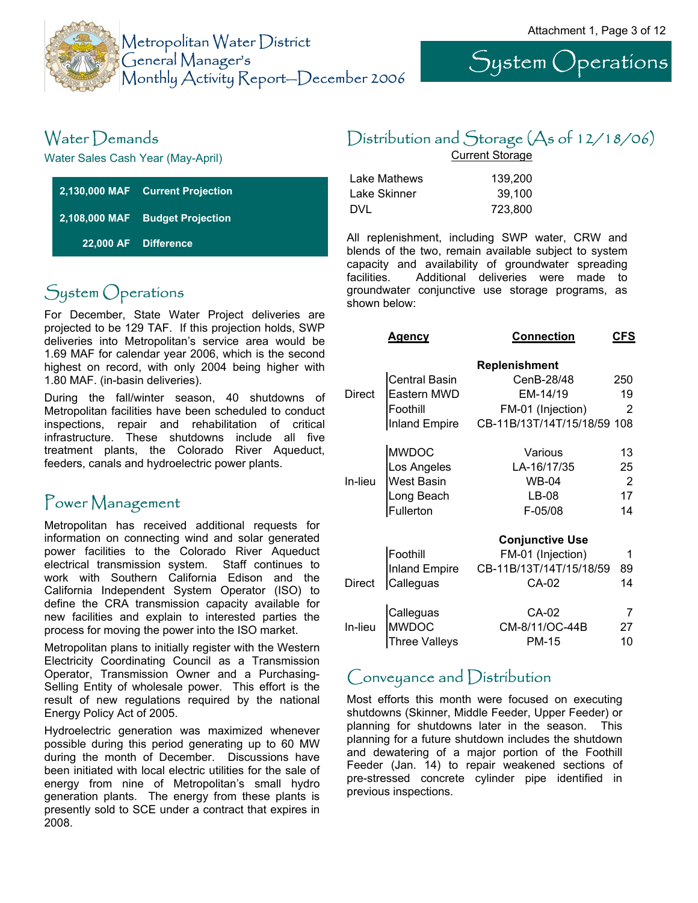# Metropolitan Water District General Manager's Monthly Activity Report—December 2006

# System Operations

## Water Demands

Water Sales Cash Year (May-April)

| | |
|---|---|
| **2,130,000 MAF** | **Current Projection** |
| **2,108,000 MAF** | **Budget Projection** |
| **22,000 AF** | **Difference** |

## System Operations

For December, State Water Project deliveries are projected to be 129 TAF. If this projection holds, SWP deliveries into Metropolitan's service area would be 1.69 MAF for calendar year 2006, which is the second highest on record, with only 2004 being higher with 1.80 MAF. (in-basin deliveries).

During the fall/winter season, 40 shutdowns of Metropolitan facilities have been scheduled to conduct inspections, repair and rehabilitation of critical infrastructure. These shutdowns include all five treatment plants, the Colorado River Aqueduct, feeders, canals and hydroelectric power plants.

## Power Management

Metropolitan has received additional requests for information on connecting wind and solar generated power facilities to the Colorado River Aqueduct electrical transmission system. Staff continues to work with Southern California Edison and the California Independent System Operator (ISO) to define the CRA transmission capacity available for new facilities and explain to interested parties the process for moving the power into the ISO market.

Metropolitan plans to initially register with the Western Electricity Coordinating Council as a Transmission Operator, Transmission Owner and a Purchasing-Selling Entity of wholesale power. This effort is the result of new regulations required by the national Energy Policy Act of 2005.

Hydroelectric generation was maximized whenever possible during this period generating up to 60 MW during the month of December. Discussions have been initiated with local electric utilities for the sale of energy from nine of Metropolitan's small hydro generation plants. The energy from these plants is presently sold to SCE under a contract that expires in 2008.

## Distribution and Storage (As of 12/18/06)

Current Storage

| | |
|---|---|
| Lake Mathews | 139,200 |
| Lake Skinner | 39,100 |
| DVL | 723,800 |

All replenishment, including SWP water, CRW and blends of the two, remain available subject to system capacity and availability of groundwater spreading facilities. Additional deliveries were made to groundwater conjunctive use storage programs, as shown below:

| | Agency | Connection | CFS |
|---|---|---|---|
| | | **Replenishment** | |
| Direct | Central Basin | CenB-28/48 | 250 |
| | Eastern MWD | EM-14/19 | 19 |
| | Foothill | FM-01 (Injection) | 2 |
| | Inland Empire | CB-11B/13T/14T/15/18/59 | 108 |
| In-lieu | MWDOC | Various | 13 |
| | Los Angeles | LA-16/17/35 | 25 |
| | West Basin | WB-04 | 2 |
| | Long Beach | LB-08 | 17 |
| | Fullerton | F-05/08 | 14 |
| | | **Conjunctive Use** | |
| Direct | Foothill | FM-01 (Injection) | 1 |
| | Inland Empire | CB-11B/13T/14T/15/18/59 | 89 |
| | Calleguas | CA-02 | 14 |
| In-lieu | Calleguas | CA-02 | 7 |
| | MWDOC | CM-8/11/OC-44B | 27 |
| | Three Valleys | PM-15 | 10 |

## Conveyance and Distribution

Most efforts this month were focused on executing shutdowns (Skinner, Middle Feeder, Upper Feeder) or planning for shutdowns later in the season. This planning for a future shutdown includes the shutdown and dewatering of a major portion of the Foothill Feeder (Jan. 14) to repair weakened sections of pre-stressed concrete cylinder pipe identified in previous inspections.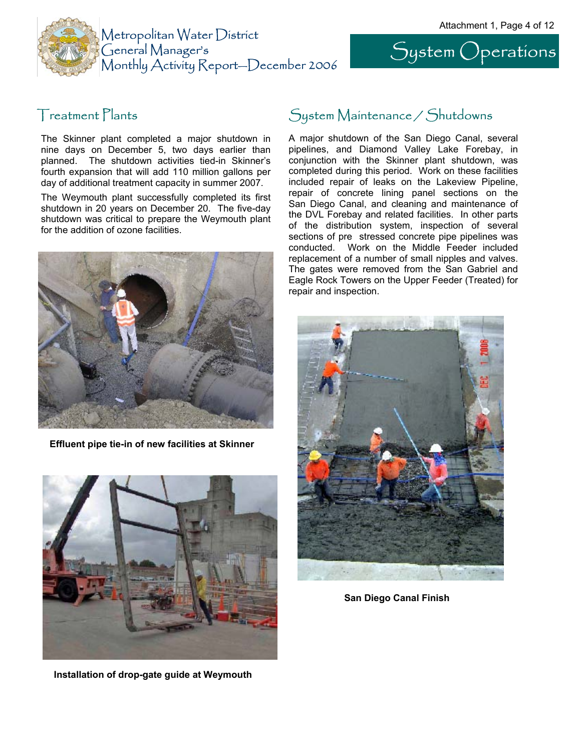# System Operations

## Treatment Plants

The Skinner plant completed a major shutdown in nine days on December 5, two days earlier than planned. The shutdown activities tied-in Skinner's fourth expansion that will add 110 million gallons per day of additional treatment capacity in summer 2007.

The Weymouth plant successfully completed its first shutdown in 20 years on December 20. The five-day shutdown was critical to prepare the Weymouth plant for the addition of ozone facilities.

**Effluent pipe tie-in of new facilities at Skinner**

**Installation of drop-gate guide at Weymouth**

## System Maintenance / Shutdowns

A major shutdown of the San Diego Canal, several pipelines, and Diamond Valley Lake Forebay, in conjunction with the Skinner plant shutdown, was completed during this period. Work on these facilities included repair of leaks on the Lakeview Pipeline, repair of concrete lining panel sections on the San Diego Canal, and cleaning and maintenance of the DVL Forebay and related facilities. In other parts of the distribution system, inspection of several sections of pre stressed concrete pipe pipelines was conducted. Work on the Middle Feeder included replacement of a number of small nipples and valves. The gates were removed from the San Gabriel and Eagle Rock Towers on the Upper Feeder (Treated) for repair and inspection.

**San Diego Canal Finish**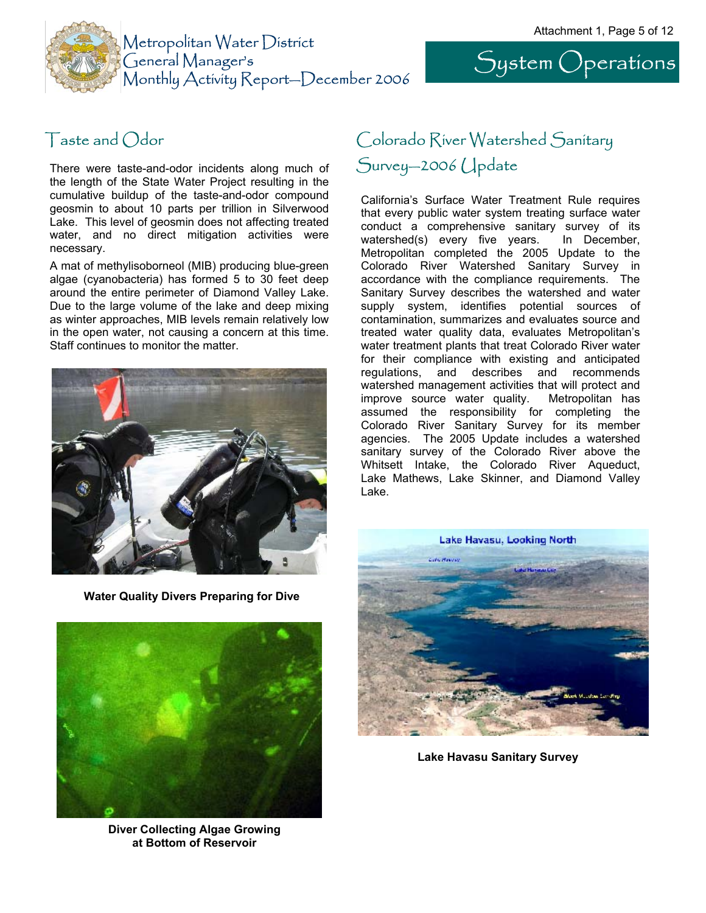# System Operations

## Taste and Odor

There were taste-and-odor incidents along much of the length of the State Water Project resulting in the cumulative buildup of the taste-and-odor compound geosmin to about 10 parts per trillion in Silverwood Lake. This level of geosmin does not affecting treated water, and no direct mitigation activities were necessary.

A mat of methylisoborneol (MIB) producing blue-green algae (cyanobacteria) has formed 5 to 30 feet deep around the entire perimeter of Diamond Valley Lake. Due to the large volume of the lake and deep mixing as winter approaches, MIB levels remain relatively low in the open water, not causing a concern at this time. Staff continues to monitor the matter.

**Water Quality Divers Preparing for Dive**

**Diver Collecting Algae Growing at Bottom of Reservoir**

## Colorado River Watershed Sanitary Survey—2006 Update

California's Surface Water Treatment Rule requires that every public water system treating surface water conduct a comprehensive sanitary survey of its watershed(s) every five years. In December, Metropolitan completed the 2005 Update to the Colorado River Watershed Sanitary Survey in accordance with the compliance requirements. The Sanitary Survey describes the watershed and water supply system, identifies potential sources of contamination, summarizes and evaluates source and treated water quality data, evaluates Metropolitan's water treatment plants that treat Colorado River water for their compliance with existing and anticipated regulations, and describes and recommends watershed management activities that will protect and improve source water quality. Metropolitan has assumed the responsibility for completing the Colorado River Sanitary Survey for its member agencies. The 2005 Update includes a watershed sanitary survey of the Colorado River above the Whitsett Intake, the Colorado River Aqueduct, Lake Mathews, Lake Skinner, and Diamond Valley Lake.

**Lake Havasu Sanitary Survey**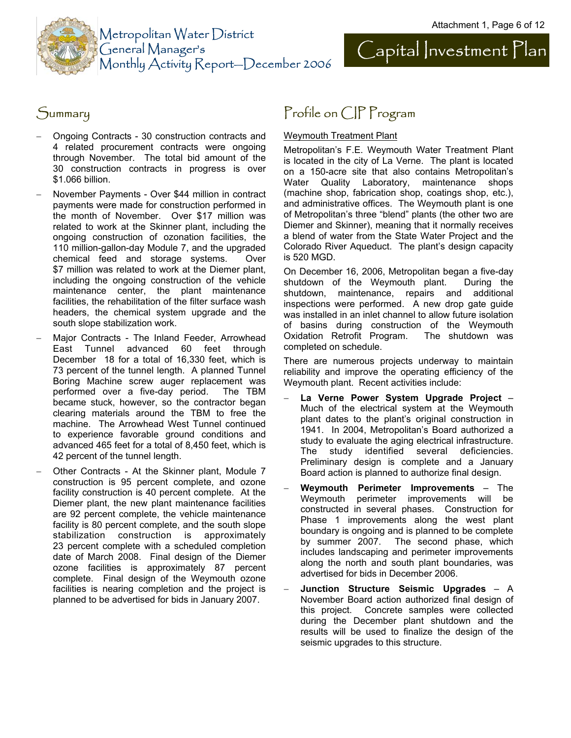# Capital Investment Plan

## Summary

- Ongoing Contracts - 30 construction contracts and 4 related procurement contracts were ongoing through November. The total bid amount of the 30 construction contracts in progress is over $1.066 billion.
- November Payments - Over $44 million in contract payments were made for construction performed in the month of November. Over $17 million was related to work at the Skinner plant, including the ongoing construction of ozonation facilities, the 110 million-gallon-day Module 7, and the upgraded chemical feed and storage systems. Over $7 million was related to work at the Diemer plant, including the ongoing construction of the vehicle maintenance center, the plant maintenance facilities, the rehabilitation of the filter surface wash headers, the chemical system upgrade and the south slope stabilization work.
- Major Contracts - The Inland Feeder, Arrowhead East Tunnel advanced 60 feet through December 18 for a total of 16,330 feet, which is 73 percent of the tunnel length. A planned Tunnel Boring Machine screw auger replacement was performed over a five-day period. The TBM became stuck, however, so the contractor began clearing materials around the TBM to free the machine. The Arrowhead West Tunnel continued to experience favorable ground conditions and advanced 465 feet for a total of 8,450 feet, which is 42 percent of the tunnel length.
- Other Contracts - At the Skinner plant, Module 7 construction is 95 percent complete, and ozone facility construction is 40 percent complete. At the Diemer plant, the new plant maintenance facilities are 92 percent complete, the vehicle maintenance facility is 80 percent complete, and the south slope stabilization construction is approximately 23 percent complete with a scheduled completion date of March 2008. Final design of the Diemer ozone facilities is approximately 87 percent complete. Final design of the Weymouth ozone facilities is nearing completion and the project is planned to be advertised for bids in January 2007.

## Profile on CIP Program

Weymouth Treatment Plant

Metropolitan's F.E. Weymouth Water Treatment Plant is located in the city of La Verne. The plant is located on a 150-acre site that also contains Metropolitan's Water Quality Laboratory, maintenance shops (machine shop, fabrication shop, coatings shop, etc.), and administrative offices. The Weymouth plant is one of Metropolitan's three "blend" plants (the other two are Diemer and Skinner), meaning that it normally receives a blend of water from the State Water Project and the Colorado River Aqueduct. The plant's design capacity is 520 MGD.

On December 16, 2006, Metropolitan began a five-day shutdown of the Weymouth plant. During the shutdown, maintenance, repairs and additional inspections were performed. A new drop gate guide was installed in an inlet channel to allow future isolation of basins during construction of the Weymouth Oxidation Retrofit Program. The shutdown was completed on schedule.

There are numerous projects underway to maintain reliability and improve the operating efficiency of the Weymouth plant. Recent activities include:

- **La Verne Power System Upgrade Project** – Much of the electrical system at the Weymouth plant dates to the plant's original construction in 1941. In 2004, Metropolitan's Board authorized a study to evaluate the aging electrical infrastructure. The study identified several deficiencies. Preliminary design is complete and a January Board action is planned to authorize final design.
- **Weymouth Perimeter Improvements** – The Weymouth perimeter improvements will be constructed in several phases. Construction for Phase 1 improvements along the west plant boundary is ongoing and is planned to be complete by summer 2007. The second phase, which includes landscaping and perimeter improvements along the north and south plant boundaries, was advertised for bids in December 2006.
- **Junction Structure Seismic Upgrades** – A November Board action authorized final design of this project. Concrete samples were collected during the December plant shutdown and the results will be used to finalize the design of the seismic upgrades to this structure.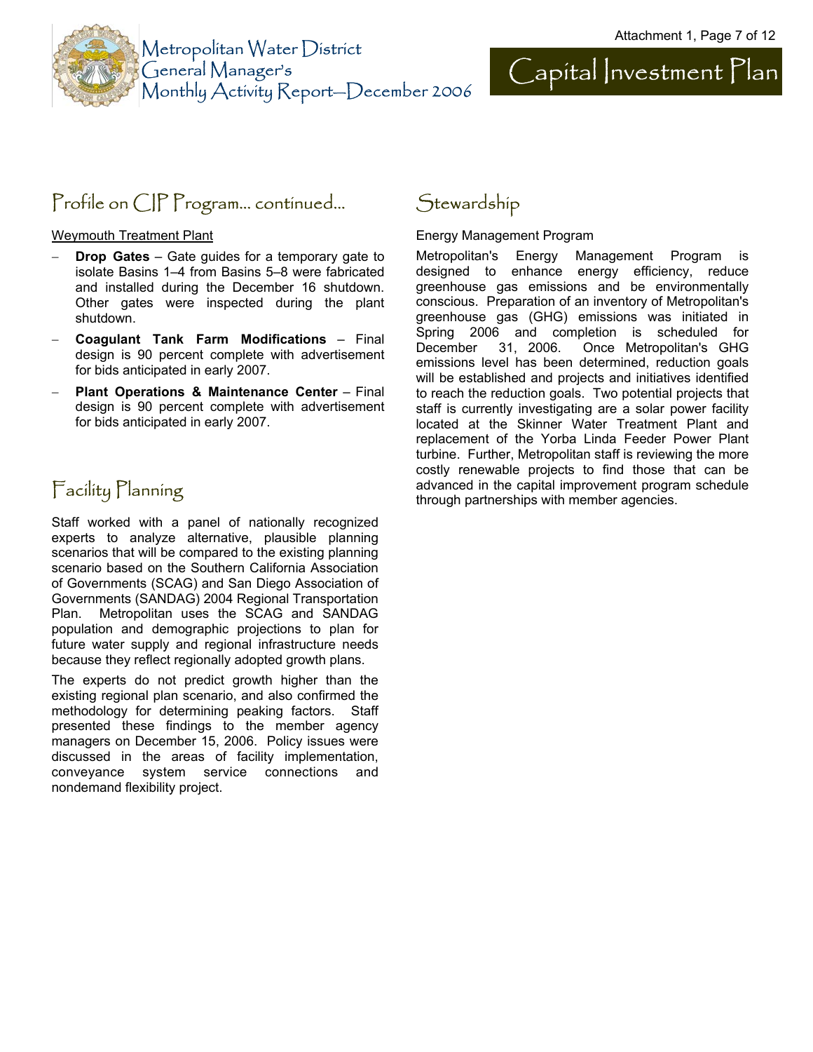## Profile on CIP Program… continued…

Weymouth Treatment Plant

- **Drop Gates** – Gate guides for a temporary gate to isolate Basins 1–4 from Basins 5–8 were fabricated and installed during the December 16 shutdown. Other gates were inspected during the plant shutdown.
- **Coagulant Tank Farm Modifications** – Final design is 90 percent complete with advertisement for bids anticipated in early 2007.
- **Plant Operations & Maintenance Center** – Final design is 90 percent complete with advertisement for bids anticipated in early 2007.

## Facility Planning

Staff worked with a panel of nationally recognized experts to analyze alternative, plausible planning scenarios that will be compared to the existing planning scenario based on the Southern California Association of Governments (SCAG) and San Diego Association of Governments (SANDAG) 2004 Regional Transportation Plan. Metropolitan uses the SCAG and SANDAG population and demographic projections to plan for future water supply and regional infrastructure needs because they reflect regionally adopted growth plans.

The experts do not predict growth higher than the existing regional plan scenario, and also confirmed the methodology for determining peaking factors. Staff presented these findings to the member agency managers on December 15, 2006. Policy issues were discussed in the areas of facility implementation, conveyance system service connections and nondemand flexibility project.

## Stewardship

Energy Management Program

Metropolitan's Energy Management Program is designed to enhance energy efficiency, reduce greenhouse gas emissions and be environmentally conscious. Preparation of an inventory of Metropolitan's greenhouse gas (GHG) emissions was initiated in Spring 2006 and completion is scheduled for December 31, 2006. Once Metropolitan's GHG emissions level has been determined, reduction goals will be established and projects and initiatives identified to reach the reduction goals. Two potential projects that staff is currently investigating are a solar power facility located at the Skinner Water Treatment Plant and replacement of the Yorba Linda Feeder Power Plant turbine. Further, Metropolitan staff is reviewing the more costly renewable projects to find those that can be advanced in the capital improvement program schedule through partnerships with member agencies.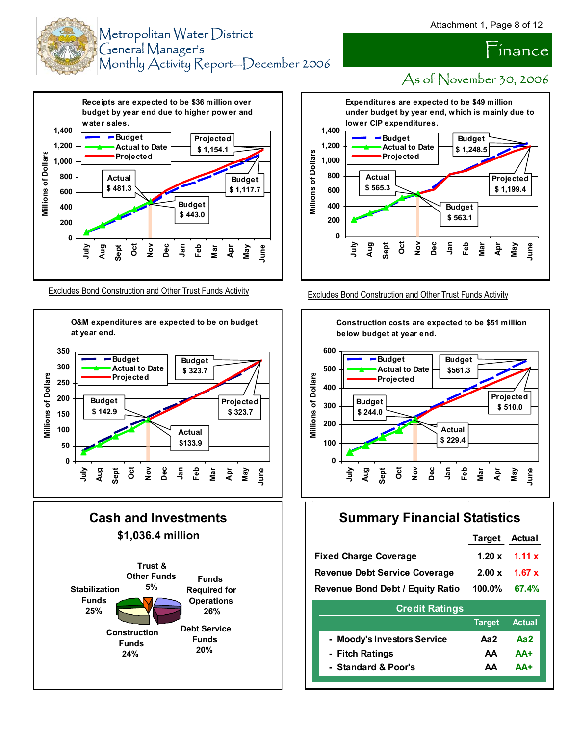# Metropolitan Water District General Manager's Monthly Activity Report—December 2006

## Finance

### As of November 30, 2006

**Receipts are expected to be $36 million over budget by year end due to higher power and water sales.**

- Budget
- Actual to Date
- Projected

Projected $ 1,154.1
Actual $ 481.3
Budget $ 1,117.7
Budget $ 443.0

Millions of Dollars: 0, 200, 400, 600, 800, 1,000, 1,200, 1,400
July, Aug, Sept, Oct, Nov, Dec, Jan, Feb, Mar, Apr, May, June

Excludes Bond Construction and Other Trust Funds Activity

**Expenditures are expected to be $49 million under budget by year end, which is mainly due to lower CIP expenditures.**

- Budget
- Actual to Date
- Projected

Budget $ 1,248.5
Actual $ 565.3
Projected $ 1,199.4
Budget $ 563.1

Millions of Dollars: 0, 200, 400, 600, 800, 1,000, 1,200, 1,400
July, Aug, Sept, Oct, Nov, Dec, Jan, Feb, Mar, Apr, May, June

Excludes Bond Construction and Other Trust Funds Activity

**O&M expenditures are expected to be on budget at year end.**

- Budget
- Actual to Date
- Projected

Budget $ 323.7
Budget $ 142.9
Projected $ 323.7
Actual $133.9

Millions of Dollars: 0, 50, 100, 150, 200, 250, 300, 350
July, Aug, Sept, Oct, Nov, Dec, Jan, Feb, Mar, Apr, May, June

**Construction costs are expected to be $51 million below budget at year end.**

- Budget
- Actual to Date
- Projected

Budget $561.3
Budget $ 244.0
Projected $ 510.0
Actual $ 229.4

Millions of Dollars: 0, 100, 200, 300, 400, 500, 600
July, Aug, Sept, Oct, Nov, Dec, Jan, Feb, Mar, Apr, May, June

## Cash and Investments

### $1,036.4 million

- Trust & Other Funds 5%
- Funds Required for Operations 26%
- Debt Service Funds 20%
- Construction Funds 24%
- Stabilization Funds 25%

## Summary Financial Statistics

| | Target | Actual |
|---|---|---|
| Fixed Charge Coverage | 1.20 x | 1.11 x |
| Revenue Debt Service Coverage | 2.00 x | 1.67 x |
| Revenue Bond Debt / Equity Ratio | 100.0% | 67.4% |

**Credit Ratings**

| | Target | Actual |
|---|---|---|
| - Moody's Investors Service | Aa2 | Aa2 |
| - Fitch Ratings | AA | AA+ |
| - Standard & Poor's | AA | AA+ |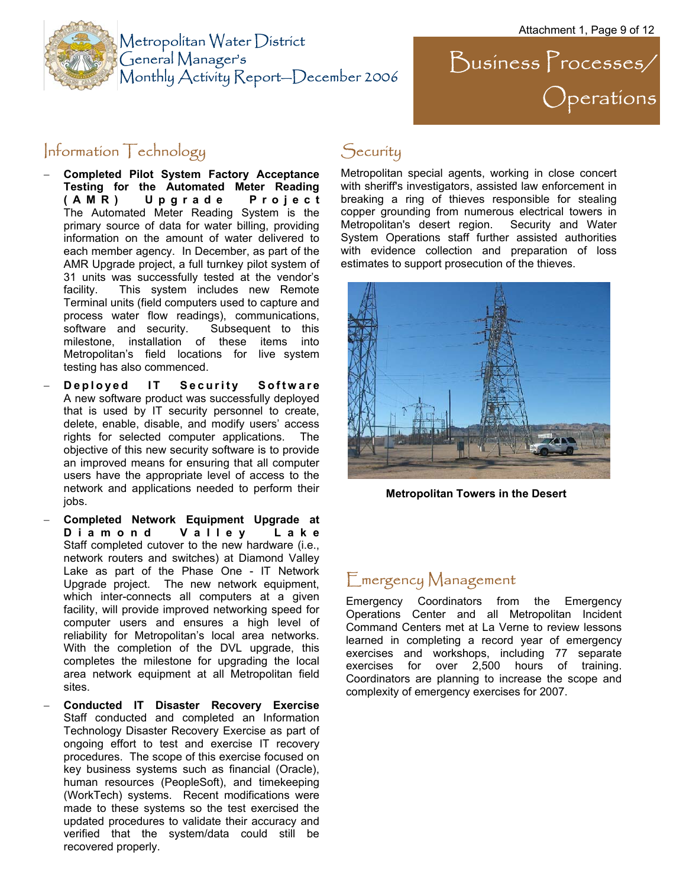# Business Processes/ Operations

## Information Technology

- **Completed Pilot System Factory Acceptance Testing for the Automated Meter Reading (AMR) Upgrade Project** The Automated Meter Reading System is the primary source of data for water billing, providing information on the amount of water delivered to each member agency. In December, as part of the AMR Upgrade project, a full turnkey pilot system of 31 units was successfully tested at the vendor's facility. This system includes new Remote Terminal units (field computers used to capture and process water flow readings), communications, software and security. Subsequent to this milestone, installation of these items into Metropolitan's field locations for live system testing has also commenced.
- **Deployed IT Security Software** A new software product was successfully deployed that is used by IT security personnel to create, delete, enable, disable, and modify users' access rights for selected computer applications. The objective of this new security software is to provide an improved means for ensuring that all computer users have the appropriate level of access to the network and applications needed to perform their jobs.
- **Completed Network Equipment Upgrade at Diamond Valley Lake** Staff completed cutover to the new hardware (i.e., network routers and switches) at Diamond Valley Lake as part of the Phase One - IT Network Upgrade project. The new network equipment, which inter-connects all computers at a given facility, will provide improved networking speed for computer users and ensures a high level of reliability for Metropolitan's local area networks. With the completion of the DVL upgrade, this completes the milestone for upgrading the local area network equipment at all Metropolitan field sites.
- **Conducted IT Disaster Recovery Exercise** Staff conducted and completed an Information Technology Disaster Recovery Exercise as part of ongoing effort to test and exercise IT recovery procedures. The scope of this exercise focused on key business systems such as financial (Oracle), human resources (PeopleSoft), and timekeeping (WorkTech) systems. Recent modifications were made to these systems so the test exercised the updated procedures to validate their accuracy and verified that the system/data could still be recovered properly.

## Security

Metropolitan special agents, working in close concert with sheriff's investigators, assisted law enforcement in breaking a ring of thieves responsible for stealing copper grounding from numerous electrical towers in Metropolitan's desert region. Security and Water System Operations staff further assisted authorities with evidence collection and preparation of loss estimates to support prosecution of the thieves.

**Metropolitan Towers in the Desert**

## Emergency Management

Emergency Coordinators from the Emergency Operations Center and all Metropolitan Incident Command Centers met at La Verne to review lessons learned in completing a record year of emergency exercises and workshops, including 77 separate exercises for over 2,500 hours of training. Coordinators are planning to increase the scope and complexity of emergency exercises for 2007.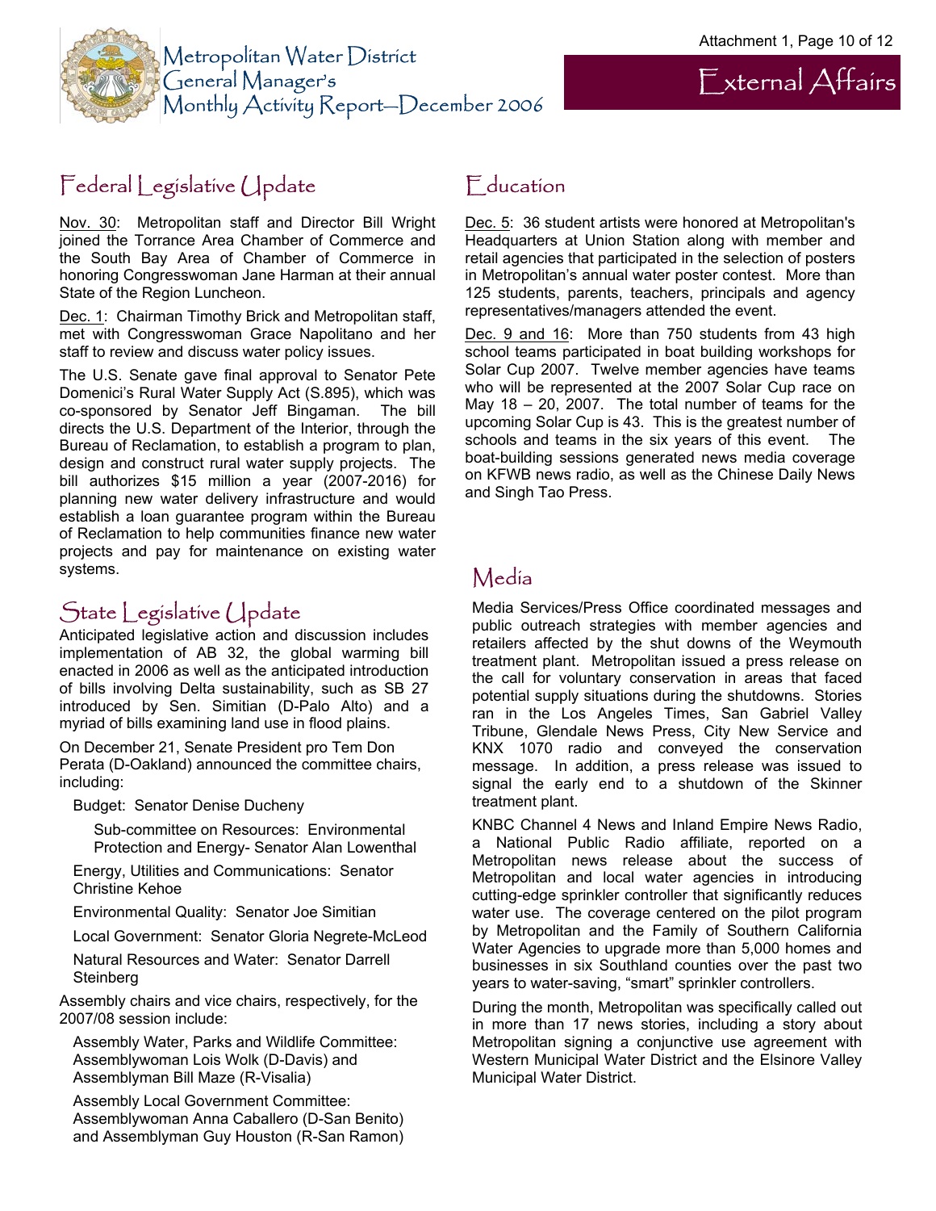# Metropolitan Water District General Manager's Monthly Activity Report—December 2006

# External Affairs

## Federal Legislative Update

Nov. 30: Metropolitan staff and Director Bill Wright joined the Torrance Area Chamber of Commerce and the South Bay Area of Chamber of Commerce in honoring Congresswoman Jane Harman at their annual State of the Region Luncheon.

Dec. 1: Chairman Timothy Brick and Metropolitan staff, met with Congresswoman Grace Napolitano and her staff to review and discuss water policy issues.

The U.S. Senate gave final approval to Senator Pete Domenici's Rural Water Supply Act (S.895), which was co-sponsored by Senator Jeff Bingaman. The bill directs the U.S. Department of the Interior, through the Bureau of Reclamation, to establish a program to plan, design and construct rural water supply projects. The bill authorizes $15 million a year (2007-2016) for planning new water delivery infrastructure and would establish a loan guarantee program within the Bureau of Reclamation to help communities finance new water projects and pay for maintenance on existing water systems.

## State Legislative Update

Anticipated legislative action and discussion includes implementation of AB 32, the global warming bill enacted in 2006 as well as the anticipated introduction of bills involving Delta sustainability, such as SB 27 introduced by Sen. Simitian (D-Palo Alto) and a myriad of bills examining land use in flood plains.

On December 21, Senate President pro Tem Don Perata (D-Oakland) announced the committee chairs, including:

Budget: Senator Denise Ducheny

Sub-committee on Resources: Environmental Protection and Energy- Senator Alan Lowenthal

Energy, Utilities and Communications: Senator Christine Kehoe

Environmental Quality: Senator Joe Simitian

Local Government: Senator Gloria Negrete-McLeod

Natural Resources and Water: Senator Darrell Steinberg

Assembly chairs and vice chairs, respectively, for the 2007/08 session include:

Assembly Water, Parks and Wildlife Committee: Assemblywoman Lois Wolk (D-Davis) and Assemblyman Bill Maze (R-Visalia)

Assembly Local Government Committee: Assemblywoman Anna Caballero (D-San Benito) and Assemblyman Guy Houston (R-San Ramon)

## Education

Dec. 5: 36 student artists were honored at Metropolitan's Headquarters at Union Station along with member and retail agencies that participated in the selection of posters in Metropolitan's annual water poster contest. More than 125 students, parents, teachers, principals and agency representatives/managers attended the event.

Dec. 9 and 16: More than 750 students from 43 high school teams participated in boat building workshops for Solar Cup 2007. Twelve member agencies have teams who will be represented at the 2007 Solar Cup race on May 18 – 20, 2007. The total number of teams for the upcoming Solar Cup is 43. This is the greatest number of schools and teams in the six years of this event. The boat-building sessions generated news media coverage on KFWB news radio, as well as the Chinese Daily News and Singh Tao Press.

## Media

Media Services/Press Office coordinated messages and public outreach strategies with member agencies and retailers affected by the shut downs of the Weymouth treatment plant. Metropolitan issued a press release on the call for voluntary conservation in areas that faced potential supply situations during the shutdowns. Stories ran in the Los Angeles Times, San Gabriel Valley Tribune, Glendale News Press, City New Service and KNX 1070 radio and conveyed the conservation message. In addition, a press release was issued to signal the early end to a shutdown of the Skinner treatment plant.

KNBC Channel 4 News and Inland Empire News Radio, a National Public Radio affiliate, reported on a Metropolitan news release about the success of Metropolitan and local water agencies in introducing cutting-edge sprinkler controller that significantly reduces water use. The coverage centered on the pilot program by Metropolitan and the Family of Southern California Water Agencies to upgrade more than 5,000 homes and businesses in six Southland counties over the past two years to water-saving, "smart" sprinkler controllers.

During the month, Metropolitan was specifically called out in more than 17 news stories, including a story about Metropolitan signing a conjunctive use agreement with Western Municipal Water District and the Elsinore Valley Municipal Water District.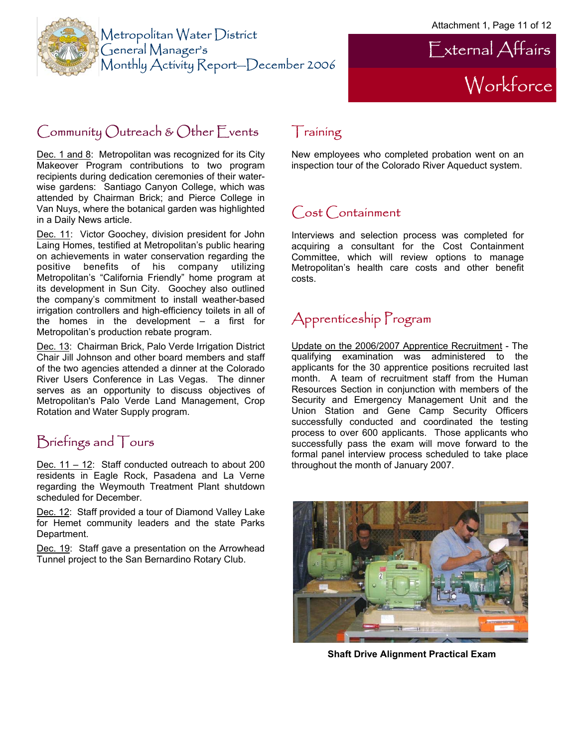# Metropolitan Water District General Manager's Monthly Activity Report—December 2006

# External Affairs

# Workforce

## Community Outreach & Other Events

Dec. 1 and 8: Metropolitan was recognized for its City Makeover Program contributions to two program recipients during dedication ceremonies of their water-wise gardens: Santiago Canyon College, which was attended by Chairman Brick; and Pierce College in Van Nuys, where the botanical garden was highlighted in a Daily News article.

Dec. 11: Victor Goochey, division president for John Laing Homes, testified at Metropolitan's public hearing on achievements in water conservation regarding the positive benefits of his company utilizing Metropolitan's "California Friendly" home program at its development in Sun City. Goochey also outlined the company's commitment to install weather-based irrigation controllers and high-efficiency toilets in all of the homes in the development – a first for Metropolitan's production rebate program.

Dec. 13: Chairman Brick, Palo Verde Irrigation District Chair Jill Johnson and other board members and staff of the two agencies attended a dinner at the Colorado River Users Conference in Las Vegas. The dinner serves as an opportunity to discuss objectives of Metropolitan's Palo Verde Land Management, Crop Rotation and Water Supply program.

## Briefings and Tours

Dec. 11 – 12: Staff conducted outreach to about 200 residents in Eagle Rock, Pasadena and La Verne regarding the Weymouth Treatment Plant shutdown scheduled for December.

Dec. 12: Staff provided a tour of Diamond Valley Lake for Hemet community leaders and the state Parks Department.

Dec. 19: Staff gave a presentation on the Arrowhead Tunnel project to the San Bernardino Rotary Club.

## Training

New employees who completed probation went on an inspection tour of the Colorado River Aqueduct system.

## Cost Containment

Interviews and selection process was completed for acquiring a consultant for the Cost Containment Committee, which will review options to manage Metropolitan's health care costs and other benefit costs.

## Apprenticeship Program

Update on the 2006/2007 Apprentice Recruitment - The qualifying examination was administered to the applicants for the 30 apprentice positions recruited last month. A team of recruitment staff from the Human Resources Section in conjunction with members of the Security and Emergency Management Unit and the Union Station and Gene Camp Security Officers successfully conducted and coordinated the testing process to over 600 applicants. Those applicants who successfully pass the exam will move forward to the formal panel interview process scheduled to take place throughout the month of January 2007.

**Shaft Drive Alignment Practical Exam**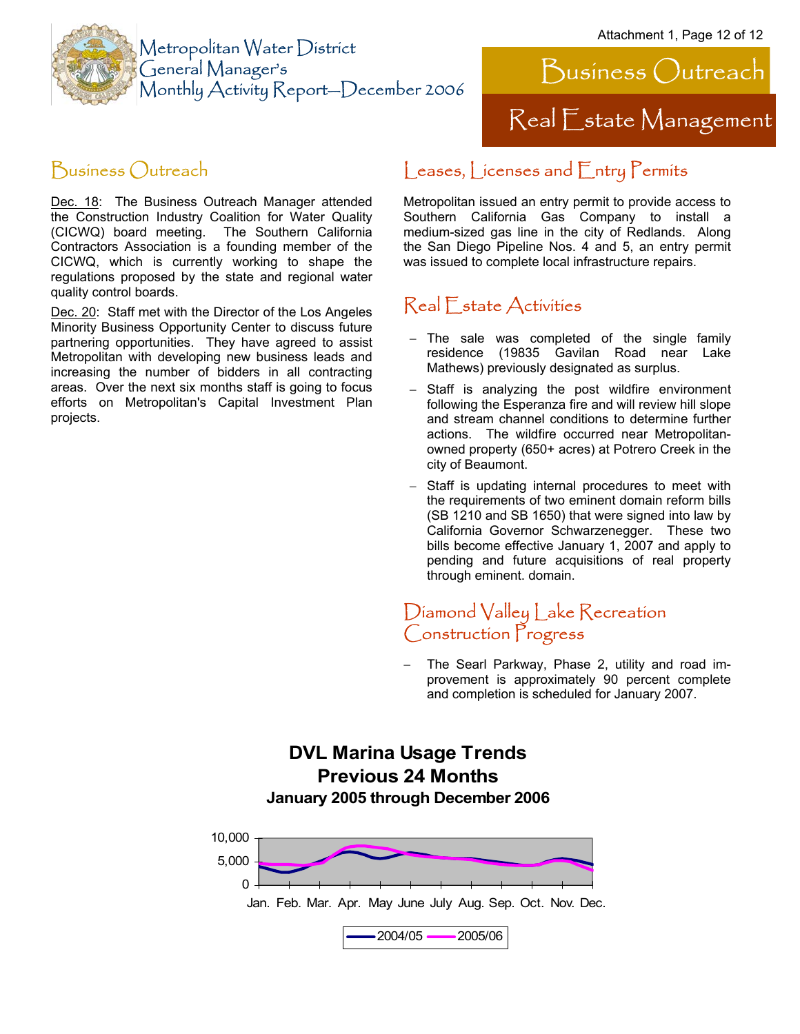Metropolitan Water District
General Manager's
Monthly Activity Report—December 2006

# Business Outreach

# Real Estate Management

## Business Outreach

Dec. 18: The Business Outreach Manager attended the Construction Industry Coalition for Water Quality (CICWQ) board meeting. The Southern California Contractors Association is a founding member of the CICWQ, which is currently working to shape the regulations proposed by the state and regional water quality control boards.

Dec. 20: Staff met with the Director of the Los Angeles Minority Business Opportunity Center to discuss future partnering opportunities. They have agreed to assist Metropolitan with developing new business leads and increasing the number of bidders in all contracting areas. Over the next six months staff is going to focus efforts on Metropolitan's Capital Investment Plan projects.

## Leases, Licenses and Entry Permits

Metropolitan issued an entry permit to provide access to Southern California Gas Company to install a medium-sized gas line in the city of Redlands. Along the San Diego Pipeline Nos. 4 and 5, an entry permit was issued to complete local infrastructure repairs.

## Real Estate Activities

- The sale was completed of the single family residence (19835 Gavilan Road near Lake Mathews) previously designated as surplus.
- Staff is analyzing the post wildfire environment following the Esperanza fire and will review hill slope and stream channel conditions to determine further actions. The wildfire occurred near Metropolitan-owned property (650+ acres) at Potrero Creek in the city of Beaumont.
- Staff is updating internal procedures to meet with the requirements of two eminent domain reform bills (SB 1210 and SB 1650) that were signed into law by California Governor Schwarzenegger. These two bills become effective January 1, 2007 and apply to pending and future acquisitions of real property through eminent. domain.

## Diamond Valley Lake Recreation Construction Progress

- The Searl Parkway, Phase 2, utility and road improvement is approximately 90 percent complete and completion is scheduled for January 2007.

**DVL Marina Usage Trends**
**Previous 24 Months**
**January 2005 through December 2006**

10,000
5,000
0
Jan. Feb. Mar. Apr. May June July Aug. Sep. Oct. Nov. Dec.

2004/05 2005/06